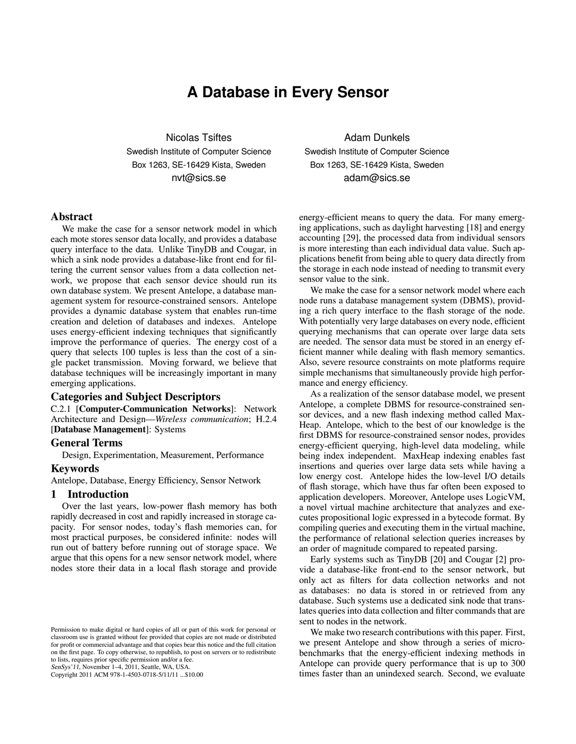# A Database in Every Sensor

Nicolas Tsiftes
Swedish Institute of Computer Science
Box 1263, SE-16429 Kista, Sweden
nvt@sics.se

Adam Dunkels
Swedish Institute of Computer Science
Box 1263, SE-16429 Kista, Sweden
adam@sics.se

## Abstract

We make the case for a sensor network model in which each mote stores sensor data locally, and provides a database query interface to the data. Unlike TinyDB and Cougar, in which a sink node provides a database-like front end for filtering the current sensor values from a data collection network, we propose that each sensor device should run its own database system. We present Antelope, a database management system for resource-constrained sensors. Antelope provides a dynamic database system that enables run-time creation and deletion of databases and indexes. Antelope uses energy-efficient indexing techniques that significantly improve the performance of queries. The energy cost of a query that selects 100 tuples is less than the cost of a single packet transmission. Moving forward, we believe that database techniques will be increasingly important in many emerging applications.

## Categories and Subject Descriptors

C.2.1 [**Computer-Communication Networks**]: Network Architecture and Design—*Wireless communication*; H.2.4 [**Database Management**]: Systems

## General Terms

Design, Experimentation, Measurement, Performance

## Keywords

Antelope, Database, Energy Efficiency, Sensor Network

## 1 Introduction

Over the last years, low-power flash memory has both rapidly decreased in cost and rapidly increased in storage capacity. For sensor nodes, today's flash memories can, for most practical purposes, be considered infinite: nodes will run out of battery before running out of storage space. We argue that this opens for a new sensor network model, where nodes store their data in a local flash storage and provide energy-efficient means to query the data. For many emerging applications, such as daylight harvesting [18] and energy accounting [29], the processed data from individual sensors is more interesting than each individual data value. Such applications benefit from being able to query data directly from the storage in each node instead of needing to transmit every sensor value to the sink.

We make the case for a sensor network model where each node runs a database management system (DBMS), providing a rich query interface to the flash storage of the node. With potentially very large databases on every node, efficient querying mechanisms that can operate over large data sets are needed. The sensor data must be stored in an energy efficient manner while dealing with flash memory semantics. Also, severe resource constraints on mote platforms require simple mechanisms that simultaneously provide high performance and energy efficiency.

As a realization of the sensor database model, we present Antelope, a complete DBMS for resource-constrained sensor devices, and a new flash indexing method called MaxHeap. Antelope, which to the best of our knowledge is the first DBMS for resource-constrained sensor nodes, provides energy-efficient querying, high-level data modeling, while being index independent. MaxHeap indexing enables fast insertions and queries over large data sets while having a low energy cost. Antelope hides the low-level I/O details of flash storage, which have thus far often been exposed to application developers. Moreover, Antelope uses LogicVM, a novel virtual machine architecture that analyzes and executes propositional logic expressed in a bytecode format. By compiling queries and executing them in the virtual machine, the performance of relational selection queries increases by an order of magnitude compared to repeated parsing.

Early systems such as TinyDB [20] and Cougar [2] provide a database-like front-end to the sensor network, but only act as filters for data collection networks and not as databases: no data is stored in or retrieved from any database. Such systems use a dedicated sink node that translates queries into data collection and filter commands that are sent to nodes in the network.

We make two research contributions with this paper. First, we present Antelope and show through a series of micro-benchmarks that the energy-efficient indexing methods in Antelope can provide query performance that is up to 300 times faster than an unindexed search. Second, we evaluate

Permission to make digital or hard copies of all or part of this work for personal or classroom use is granted without fee provided that copies are not made or distributed for profit or commercial advantage and that copies bear this notice and the full citation on the first page. To copy otherwise, to republish, to post on servers or to redistribute to lists, requires prior specific permission and/or a fee.
*SenSys'11*, November 1–4, 2011, Seattle, WA, USA.
Copyright 2011 ACM 978-1-4503-0718-5/11/11 ...$10.00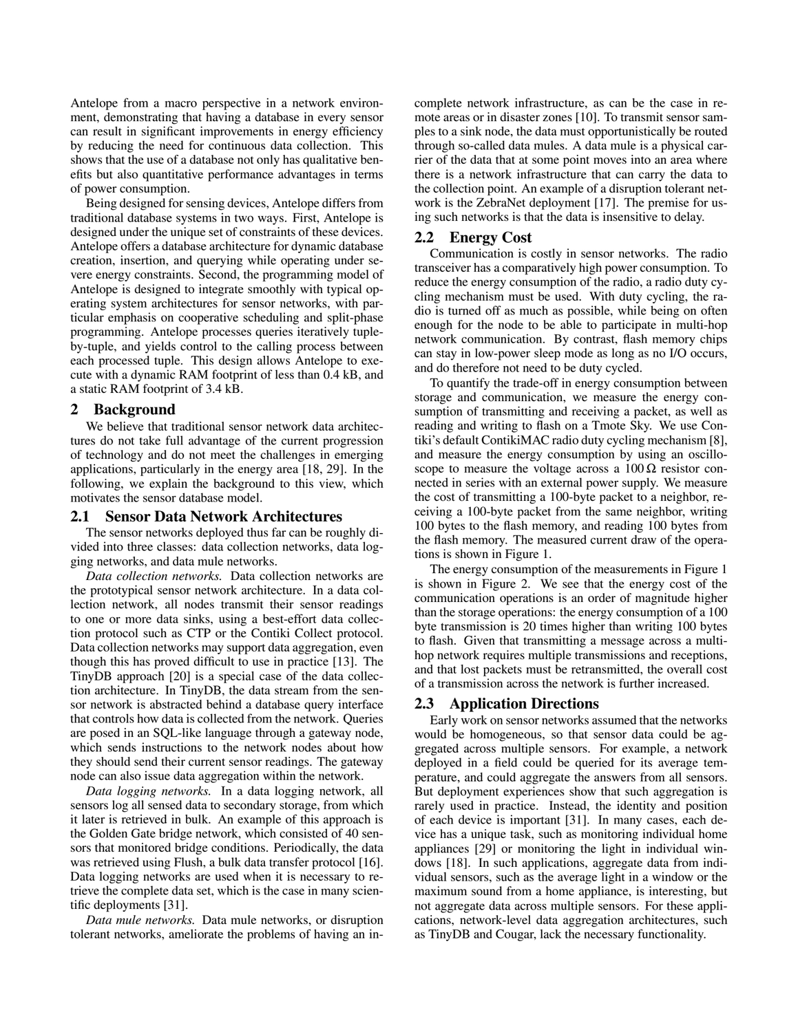Antelope from a macro perspective in a network environment, demonstrating that having a database in every sensor can result in significant improvements in energy efficiency by reducing the need for continuous data collection. This shows that the use of a database not only has qualitative benefits but also quantitative performance advantages in terms of power consumption.

Being designed for sensing devices, Antelope differs from traditional database systems in two ways. First, Antelope is designed under the unique set of constraints of these devices. Antelope offers a database architecture for dynamic database creation, insertion, and querying while operating under severe energy constraints. Second, the programming model of Antelope is designed to integrate smoothly with typical operating system architectures for sensor networks, with particular emphasis on cooperative scheduling and split-phase programming. Antelope processes queries iteratively tuple-by-tuple, and yields control to the calling process between each processed tuple. This design allows Antelope to execute with a dynamic RAM footprint of less than 0.4 kB, and a static RAM footprint of 3.4 kB.

## 2 Background

We believe that traditional sensor network data architectures do not take full advantage of the current progression of technology and do not meet the challenges in emerging applications, particularly in the energy area [18, 29]. In the following, we explain the background to this view, which motivates the sensor database model.

### 2.1 Sensor Data Network Architectures

The sensor networks deployed thus far can be roughly divided into three classes: data collection networks, data logging networks, and data mule networks.

*Data collection networks.* Data collection networks are the prototypical sensor network architecture. In a data collection network, all nodes transmit their sensor readings to one or more data sinks, using a best-effort data collection protocol such as CTP or the Contiki Collect protocol. Data collection networks may support data aggregation, even though this has proved difficult to use in practice [13]. The TinyDB approach [20] is a special case of the data collection architecture. In TinyDB, the data stream from the sensor network is abstracted behind a database query interface that controls how data is collected from the network. Queries are posed in an SQL-like language through a gateway node, which sends instructions to the network nodes about how they should send their current sensor readings. The gateway node can also issue data aggregation within the network.

*Data logging networks.* In a data logging network, all sensors log all sensed data to secondary storage, from which it later is retrieved in bulk. An example of this approach is the Golden Gate bridge network, which consisted of 40 sensors that monitored bridge conditions. Periodically, the data was retrieved using Flush, a bulk data transfer protocol [16]. Data logging networks are used when it is necessary to retrieve the complete data set, which is the case in many scientific deployments [31].

*Data mule networks.* Data mule networks, or disruption tolerant networks, ameliorate the problems of having an incomplete network infrastructure, as can be the case in remote areas or in disaster zones [10]. To transmit sensor samples to a sink node, the data must opportunistically be routed through so-called data mules. A data mule is a physical carrier of the data that at some point moves into an area where there is a network infrastructure that can carry the data to the collection point. An example of a disruption tolerant network is the ZebraNet deployment [17]. The premise for using such networks is that the data is insensitive to delay.

### 2.2 Energy Cost

Communication is costly in sensor networks. The radio transceiver has a comparatively high power consumption. To reduce the energy consumption of the radio, a radio duty cycling mechanism must be used. With duty cycling, the radio is turned off as much as possible, while being on often enough for the node to be able to participate in multi-hop network communication. By contrast, flash memory chips can stay in low-power sleep mode as long as no I/O occurs, and do therefore not need to be duty cycled.

To quantify the trade-off in energy consumption between storage and communication, we measure the energy consumption of transmitting and receiving a packet, as well as reading and writing to flash on a Tmote Sky. We use Contiki's default ContikiMAC radio duty cycling mechanism [8], and measure the energy consumption by using an oscilloscope to measure the voltage across a $100\,\Omega$ resistor connected in series with an external power supply. We measure the cost of transmitting a 100-byte packet to a neighbor, receiving a 100-byte packet from the same neighbor, writing 100 bytes to the flash memory, and reading 100 bytes from the flash memory. The measured current draw of the operations is shown in Figure 1.

The energy consumption of the measurements in Figure 1 is shown in Figure 2. We see that the energy cost of the communication operations is an order of magnitude higher than the storage operations: the energy consumption of a 100 byte transmission is 20 times higher than writing 100 bytes to flash. Given that transmitting a message across a multi-hop network requires multiple transmissions and receptions, and that lost packets must be retransmitted, the overall cost of a transmission across the network is further increased.

### 2.3 Application Directions

Early work on sensor networks assumed that the networks would be homogeneous, so that sensor data could be aggregated across multiple sensors. For example, a network deployed in a field could be queried for its average temperature, and could aggregate the answers from all sensors. But deployment experiences show that such aggregation is rarely used in practice. Instead, the identity and position of each device is important [31]. In many cases, each device has a unique task, such as monitoring individual home appliances [29] or monitoring the light in individual windows [18]. In such applications, aggregate data from individual sensors, such as the average light in a window or the maximum sound from a home appliance, is interesting, but not aggregate data across multiple sensors. For these applications, network-level data aggregation architectures, such as TinyDB and Cougar, lack the necessary functionality.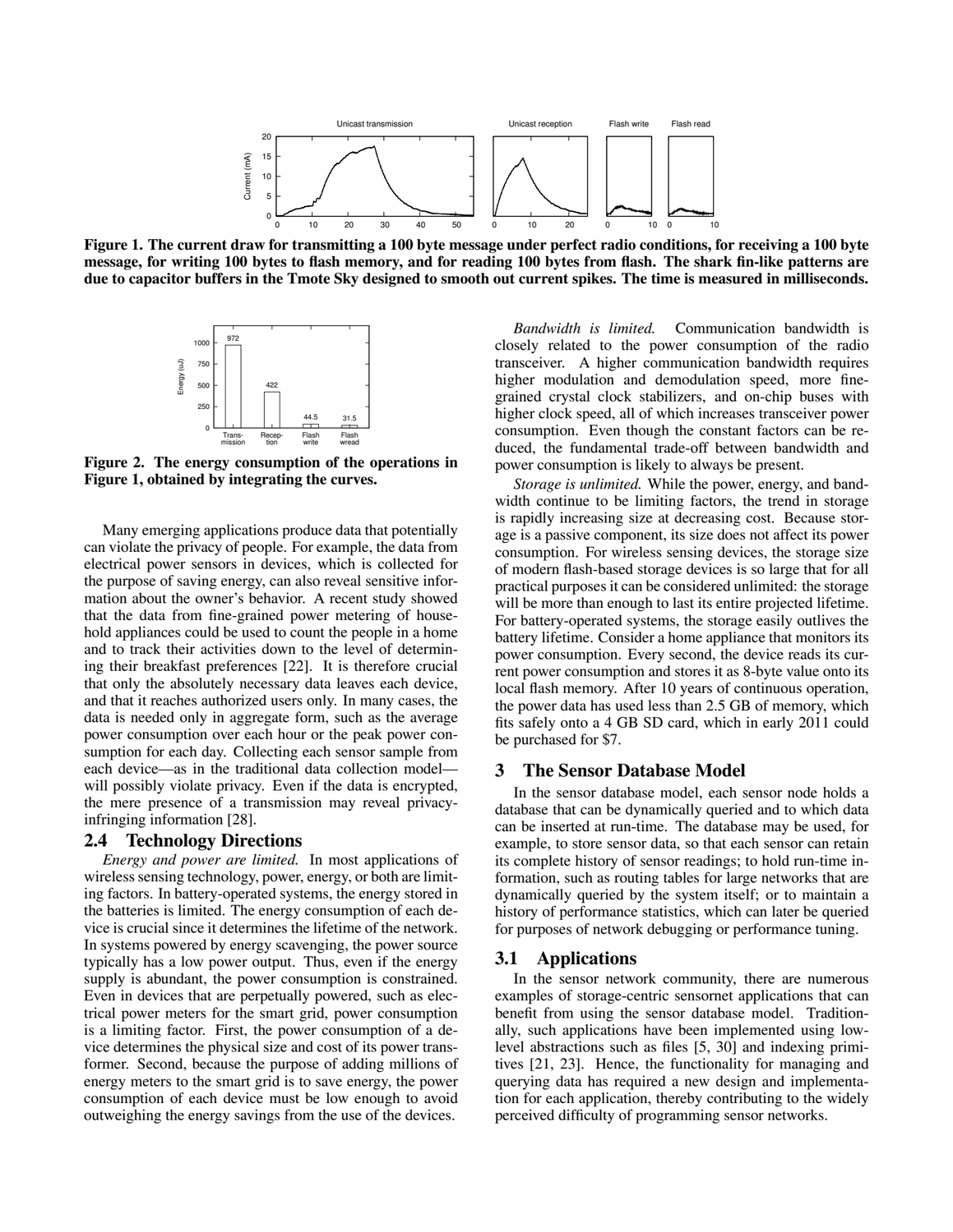**Figure 1. The current draw for transmitting a 100 byte message under perfect radio conditions, for receiving a 100 byte message, for writing 100 bytes to flash memory, and for reading 100 bytes from flash. The shark fin-like patterns are due to capacitor buffers in the Tmote Sky designed to smooth out current spikes. The time is measured in milliseconds.**

**Figure 2. The energy consumption of the operations in Figure 1, obtained by integrating the curves.**

Many emerging applications produce data that potentially can violate the privacy of people. For example, the data from electrical power sensors in devices, which is collected for the purpose of saving energy, can also reveal sensitive information about the owner's behavior. A recent study showed that the data from fine-grained power metering of household appliances could be used to count the people in a home and to track their activities down to the level of determining their breakfast preferences [22]. It is therefore crucial that only the absolutely necessary data leaves each device, and that it reaches authorized users only. In many cases, the data is needed only in aggregate form, such as the average power consumption over each hour or the peak power consumption for each day. Collecting each sensor sample from each device—as in the traditional data collection model—will possibly violate privacy. Even if the data is encrypted, the mere presence of a transmission may reveal privacy-infringing information [28].

## 2.4 Technology Directions

*Energy and power are limited.* In most applications of wireless sensing technology, power, energy, or both are limiting factors. In battery-operated systems, the energy stored in the batteries is limited. The energy consumption of each device is crucial since it determines the lifetime of the network. In systems powered by energy scavenging, the power source typically has a low power output. Thus, even if the energy supply is abundant, the power consumption is constrained. Even in devices that are perpetually powered, such as electrical power meters for the smart grid, power consumption is a limiting factor. First, the power consumption of a device determines the physical size and cost of its power transformer. Second, because the purpose of adding millions of energy meters to the smart grid is to save energy, the power consumption of each device must be low enough to avoid outweighing the energy savings from the use of the devices.

*Bandwidth is limited.* Communication bandwidth is closely related to the power consumption of the radio transceiver. A higher communication bandwidth requires higher modulation and demodulation speed, more fine-grained crystal clock stabilizers, and on-chip buses with higher clock speed, all of which increases transceiver power consumption. Even though the constant factors can be reduced, the fundamental trade-off between bandwidth and power consumption is likely to always be present.

*Storage is unlimited.* While the power, energy, and bandwidth continue to be limiting factors, the trend in storage is rapidly increasing size at decreasing cost. Because storage is a passive component, its size does not affect its power consumption. For wireless sensing devices, the storage size of modern flash-based storage devices is so large that for all practical purposes it can be considered unlimited: the storage will be more than enough to last its entire projected lifetime. For battery-operated systems, the storage easily outlives the battery lifetime. Consider a home appliance that monitors its power consumption. Every second, the device reads its current power consumption and stores it as 8-byte value onto its local flash memory. After 10 years of continuous operation, the power data has used less than 2.5 GB of memory, which fits safely onto a 4 GB SD card, which in early 2011 could be purchased for $7.

# 3 The Sensor Database Model

In the sensor database model, each sensor node holds a database that can be dynamically queried and to which data can be inserted at run-time. The database may be used, for example, to store sensor data, so that each sensor can retain its complete history of sensor readings; to hold run-time information, such as routing tables for large networks that are dynamically queried by the system itself; or to maintain a history of performance statistics, which can later be queried for purposes of network debugging or performance tuning.

## 3.1 Applications

In the sensor network community, there are numerous examples of storage-centric sensornet applications that can benefit from using the sensor database model. Traditionally, such applications have been implemented using low-level abstractions such as files [5, 30] and indexing primitives [21, 23]. Hence, the functionality for managing and querying data has required a new design and implementation for each application, thereby contributing to the widely perceived difficulty of programming sensor networks.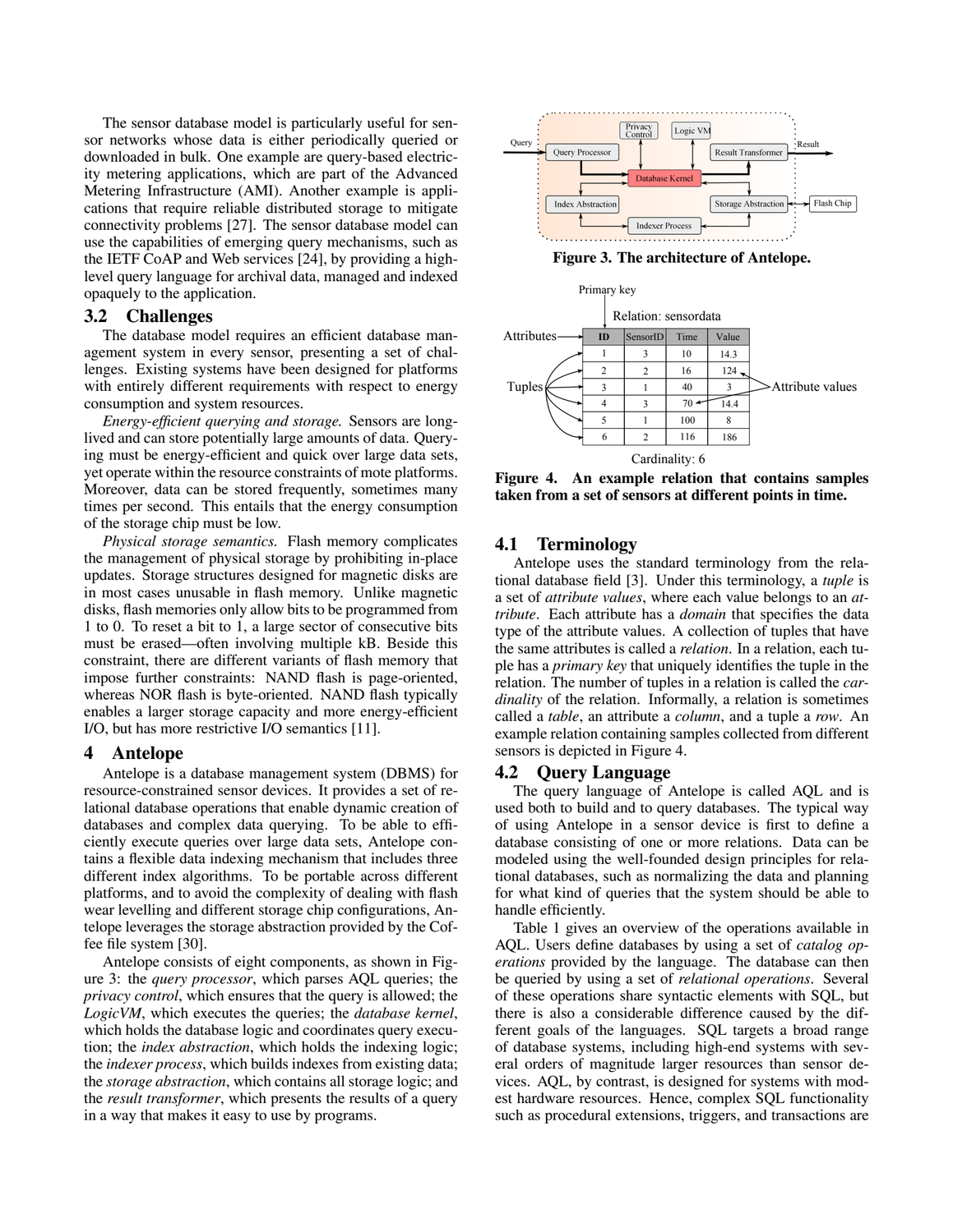The sensor database model is particularly useful for sensor networks whose data is either periodically queried or downloaded in bulk. One example are query-based electricity metering applications, which are part of the Advanced Metering Infrastructure (AMI). Another example is applications that require reliable distributed storage to mitigate connectivity problems [27]. The sensor database model can use the capabilities of emerging query mechanisms, such as the IETF CoAP and Web services [24], by providing a high-level query language for archival data, managed and indexed opaquely to the application.

## 3.2 Challenges

The database model requires an efficient database management system in every sensor, presenting a set of challenges. Existing systems have been designed for platforms with entirely different requirements with respect to energy consumption and system resources.

*Energy-efficient querying and storage.* Sensors are long-lived and can store potentially large amounts of data. Querying must be energy-efficient and quick over large data sets, yet operate within the resource constraints of mote platforms. Moreover, data can be stored frequently, sometimes many times per second. This entails that the energy consumption of the storage chip must be low.

*Physical storage semantics.* Flash memory complicates the management of physical storage by prohibiting in-place updates. Storage structures designed for magnetic disks are in most cases unusable in flash memory. Unlike magnetic disks, flash memories only allow bits to be programmed from 1 to 0. To reset a bit to 1, a large sector of consecutive bits must be erased—often involving multiple kB. Beside this constraint, there are different variants of flash memory that impose further constraints: NAND flash is page-oriented, whereas NOR flash is byte-oriented. NAND flash typically enables a larger storage capacity and more energy-efficient I/O, but has more restrictive I/O semantics [11].

# 4 Antelope

Antelope is a database management system (DBMS) for resource-constrained sensor devices. It provides a set of relational database operations that enable dynamic creation of databases and complex data querying. To be able to efficiently execute queries over large data sets, Antelope contains a flexible data indexing mechanism that includes three different index algorithms. To be portable across different platforms, and to avoid the complexity of dealing with flash wear levelling and different storage chip configurations, Antelope leverages the storage abstraction provided by the Coffee file system [30].

Antelope consists of eight components, as shown in Figure 3: the *query processor*, which parses AQL queries; the *privacy control*, which ensures that the query is allowed; the *LogicVM*, which executes the queries; the *database kernel*, which holds the database logic and coordinates query execution; the *index abstraction*, which holds the indexing logic; the *indexer process*, which builds indexes from existing data; the *storage abstraction*, which contains all storage logic; and the *result transformer*, which presents the results of a query in a way that makes it easy to use by programs.

**Figure 3. The architecture of Antelope.**

Relation: sensordata

| ID | SensorID | Time | Value |
|---|---|---|---|
| 1 | 3 | 10 | 14.3 |
| 2 | 2 | 16 | 124 |
| 3 | 1 | 40 | 3 |
| 4 | 3 | 70 | 14.4 |
| 5 | 1 | 100 | 8 |
| 6 | 2 | 116 | 186 |

Cardinality: 6

**Figure 4. An example relation that contains samples taken from a set of sensors at different points in time.**

## 4.1 Terminology

Antelope uses the standard terminology from the relational database field [3]. Under this terminology, a *tuple* is a set of *attribute values*, where each value belongs to an *attribute*. Each attribute has a *domain* that specifies the data type of the attribute values. A collection of tuples that have the same attributes is called a *relation*. In a relation, each tuple has a *primary key* that uniquely identifies the tuple in the relation. The number of tuples in a relation is called the *cardinality* of the relation. Informally, a relation is sometimes called a *table*, an attribute a *column*, and a tuple a *row*. An example relation containing samples collected from different sensors is depicted in Figure 4.

## 4.2 Query Language

The query language of Antelope is called AQL and is used both to build and to query databases. The typical way of using Antelope in a sensor device is first to define a database consisting of one or more relations. Data can be modeled using the well-founded design principles for relational databases, such as normalizing the data and planning for what kind of queries that the system should be able to handle efficiently.

Table 1 gives an overview of the operations available in AQL. Users define databases by using a set of *catalog operations* provided by the language. The database can then be queried by using a set of *relational operations*. Several of these operations share syntactic elements with SQL, but there is also a considerable difference caused by the different goals of the languages. SQL targets a broad range of database systems, including high-end systems with several orders of magnitude larger resources than sensor devices. AQL, by contrast, is designed for systems with modest hardware resources. Hence, complex SQL functionality such as procedural extensions, triggers, and transactions are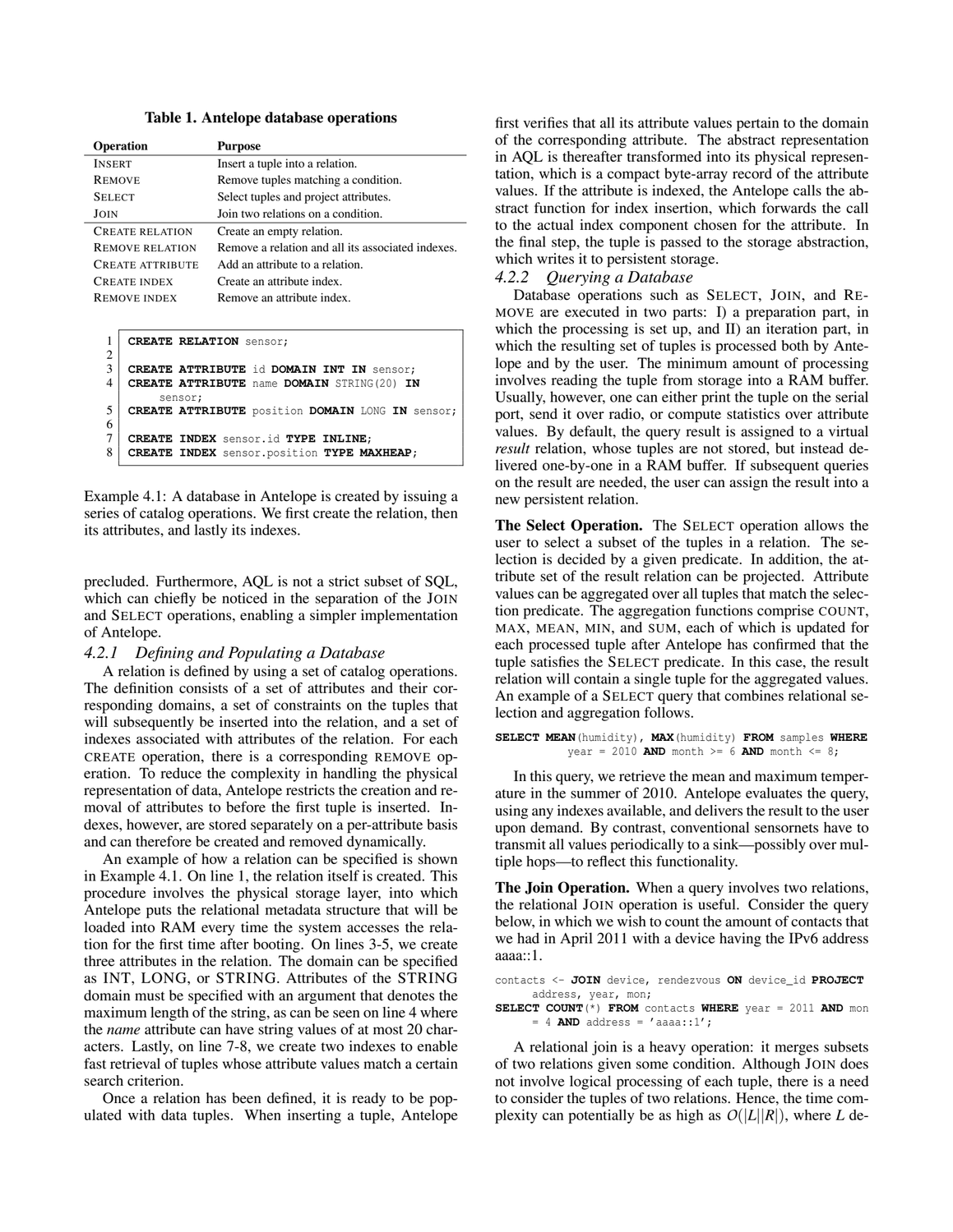**Table 1. Antelope database operations**

| Operation | Purpose |
|---|---|
| INSERT | Insert a tuple into a relation. |
| REMOVE | Remove tuples matching a condition. |
| SELECT | Select tuples and project attributes. |
| JOIN | Join two relations on a condition. |
| CREATE RELATION | Create an empty relation. |
| REMOVE RELATION | Remove a relation and all its associated indexes. |
| CREATE ATTRIBUTE | Add an attribute to a relation. |
| CREATE INDEX | Create an attribute index. |
| REMOVE INDEX | Remove an attribute index. |

```
1  CREATE RELATION sensor;
2
3  CREATE ATTRIBUTE id DOMAIN INT IN sensor;
4  CREATE ATTRIBUTE name DOMAIN STRING(20) IN
       sensor;
5  CREATE ATTRIBUTE position DOMAIN LONG IN sensor;
6
7  CREATE INDEX sensor.id TYPE INLINE;
8  CREATE INDEX sensor.position TYPE MAXHEAP;
```

Example 4.1: A database in Antelope is created by issuing a series of catalog operations. We first create the relation, then its attributes, and lastly its indexes.

precluded. Furthermore, AQL is not a strict subset of SQL, which can chiefly be noticed in the separation of the JOIN and SELECT operations, enabling a simpler implementation of Antelope.

### 4.2.1 *Defining and Populating a Database*

A relation is defined by using a set of catalog operations. The definition consists of a set of attributes and their corresponding domains, a set of constraints on the tuples that will subsequently be inserted into the relation, and a set of indexes associated with attributes of the relation. For each CREATE operation, there is a corresponding REMOVE operation. To reduce the complexity in handling the physical representation of data, Antelope restricts the creation and removal of attributes to before the first tuple is inserted. Indexes, however, are stored separately on a per-attribute basis and can therefore be created and removed dynamically.

An example of how a relation can be specified is shown in Example 4.1. On line 1, the relation itself is created. This procedure involves the physical storage layer, into which Antelope puts the relational metadata structure that will be loaded into RAM every time the system accesses the relation for the first time after booting. On lines 3-5, we create three attributes in the relation. The domain can be specified as INT, LONG, or STRING. Attributes of the STRING domain must be specified with an argument that denotes the maximum length of the string, as can be seen on line 4 where the *name* attribute can have string values of at most 20 characters. Lastly, on line 7-8, we create two indexes to enable fast retrieval of tuples whose attribute values match a certain search criterion.

Once a relation has been defined, it is ready to be populated with data tuples. When inserting a tuple, Antelope first verifies that all its attribute values pertain to the domain of the corresponding attribute. The abstract representation in AQL is thereafter transformed into its physical representation, which is a compact byte-array record of the attribute values. If the attribute is indexed, the Antelope calls the abstract function for index insertion, which forwards the call to the actual index component chosen for the attribute. In the final step, the tuple is passed to the storage abstraction, which writes it to persistent storage.

### 4.2.2 *Querying a Database*

Database operations such as SELECT, JOIN, and REMOVE are executed in two parts: I) a preparation part, in which the processing is set up, and II) an iteration part, in which the resulting set of tuples is processed both by Antelope and by the user. The minimum amount of processing involves reading the tuple from storage into a RAM buffer. Usually, however, one can either print the tuple on the serial port, send it over radio, or compute statistics over attribute values. By default, the query result is assigned to a virtual *result* relation, whose tuples are not stored, but instead delivered one-by-one in a RAM buffer. If subsequent queries on the result are needed, the user can assign the result into a new persistent relation.

**The Select Operation.** The SELECT operation allows the user to select a subset of the tuples in a relation. The selection is decided by a given predicate. In addition, the attribute set of the result relation can be projected. Attribute values can be aggregated over all tuples that match the selection predicate. The aggregation functions comprise COUNT, MAX, MEAN, MIN, and SUM, each of which is updated for each processed tuple after Antelope has confirmed that the tuple satisfies the SELECT predicate. In this case, the result relation will contain a single tuple for the aggregated values. An example of a SELECT query that combines relational selection and aggregation follows.

```
SELECT MEAN(humidity), MAX(humidity) FROM samples WHERE
         year = 2010 AND month >= 6 AND month <= 8;
```

In this query, we retrieve the mean and maximum temperature in the summer of 2010. Antelope evaluates the query, using any indexes available, and delivers the result to the user upon demand. By contrast, conventional sensornets have to transmit all values periodically to a sink—possibly over multiple hops—to reflect this functionality.

**The Join Operation.** When a query involves two relations, the relational JOIN operation is useful. Consider the query below, in which we wish to count the amount of contacts that we had in April 2011 with a device having the IPv6 address aaaa::1.

```
contacts <- JOIN device, rendezvous ON device_id PROJECT
     address, year, mon;
SELECT COUNT(*) FROM contacts WHERE year = 2011 AND mon
     = 4 AND address = 'aaaa::1';
```

A relational join is a heavy operation: it merges subsets of two relations given some condition. Although JOIN does not involve logical processing of each tuple, there is a need to consider the tuples of two relations. Hence, the time complexity can potentially be as high as $O(|L||R|)$, where $L$ de-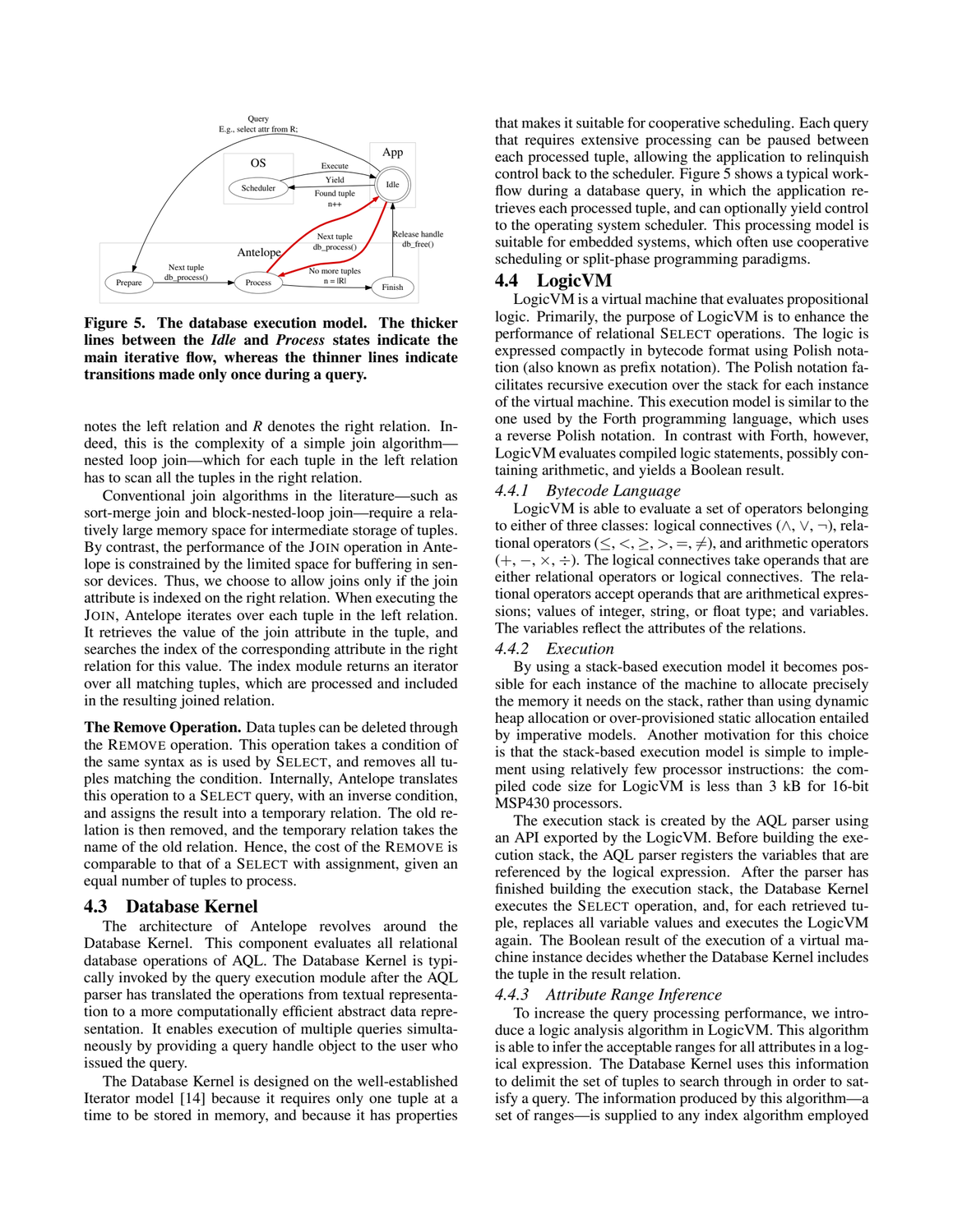**Figure 5. The database execution model. The thicker lines between the *Idle* and *Process* states indicate the main iterative flow, whereas the thinner lines indicate transitions made only once during a query.**

notes the left relation and $R$ denotes the right relation. Indeed, this is the complexity of a simple join algorithm—nested loop join—which for each tuple in the left relation has to scan all the tuples in the right relation.

Conventional join algorithms in the literature—such as sort-merge join and block-nested-loop join—require a relatively large memory space for intermediate storage of tuples. By contrast, the performance of the JOIN operation in Antelope is constrained by the limited space for buffering in sensor devices. Thus, we choose to allow joins only if the join attribute is indexed on the right relation. When executing the JOIN, Antelope iterates over each tuple in the left relation. It retrieves the value of the join attribute in the tuple, and searches the index of the corresponding attribute in the right relation for this value. The index module returns an iterator over all matching tuples, which are processed and included in the resulting joined relation.

**The Remove Operation.** Data tuples can be deleted through the REMOVE operation. This operation takes a condition of the same syntax as is used by SELECT, and removes all tuples matching the condition. Internally, Antelope translates this operation to a SELECT query, with an inverse condition, and assigns the result into a temporary relation. The old relation is then removed, and the temporary relation takes the name of the old relation. Hence, the cost of the REMOVE is comparable to that of a SELECT with assignment, given an equal number of tuples to process.

## 4.3 Database Kernel

The architecture of Antelope revolves around the Database Kernel. This component evaluates all relational database operations of AQL. The Database Kernel is typically invoked by the query execution module after the AQL parser has translated the operations from textual representation to a more computationally efficient abstract data representation. It enables execution of multiple queries simultaneously by providing a query handle object to the user who issued the query.

The Database Kernel is designed on the well-established Iterator model [14] because it requires only one tuple at a time to be stored in memory, and because it has properties that makes it suitable for cooperative scheduling. Each query that requires extensive processing can be paused between each processed tuple, allowing the application to relinquish control back to the scheduler. Figure 5 shows a typical workflow during a database query, in which the application retrieves each processed tuple, and can optionally yield control to the operating system scheduler. This processing model is suitable for embedded systems, which often use cooperative scheduling or split-phase programming paradigms.

## 4.4 LogicVM

LogicVM is a virtual machine that evaluates propositional logic. Primarily, the purpose of LogicVM is to enhance the performance of relational SELECT operations. The logic is expressed compactly in bytecode format using Polish notation (also known as prefix notation). The Polish notation facilitates recursive execution over the stack for each instance of the virtual machine. This execution model is similar to the one used by the Forth programming language, which uses a reverse Polish notation. In contrast with Forth, however, LogicVM evaluates compiled logic statements, possibly containing arithmetic, and yields a Boolean result.

### *4.4.1 Bytecode Language*

LogicVM is able to evaluate a set of operators belonging to either of three classes: logical connectives ($\wedge$, $\vee$, $\neg$), relational operators ($\leq$, $<$, $\geq$, $>$, $=$, $\neq$), and arithmetic operators ($+$, $-$, $\times$, $\div$). The logical connectives take operands that are either relational operators or logical connectives. The relational operators accept operands that are arithmetical expressions; values of integer, string, or float type; and variables. The variables reflect the attributes of the relations.

### *4.4.2 Execution*

By using a stack-based execution model it becomes possible for each instance of the machine to allocate precisely the memory it needs on the stack, rather than using dynamic heap allocation or over-provisioned static allocation entailed by imperative models. Another motivation for this choice is that the stack-based execution model is simple to implement using relatively few processor instructions: the compiled code size for LogicVM is less than 3 kB for 16-bit MSP430 processors.

The execution stack is created by the AQL parser using an API exported by the LogicVM. Before building the execution stack, the AQL parser registers the variables that are referenced by the logical expression. After the parser has finished building the execution stack, the Database Kernel executes the SELECT operation, and, for each retrieved tuple, replaces all variable values and executes the LogicVM again. The Boolean result of the execution of a virtual machine instance decides whether the Database Kernel includes the tuple in the result relation.

### *4.4.3 Attribute Range Inference*

To increase the query processing performance, we introduce a logic analysis algorithm in LogicVM. This algorithm is able to infer the acceptable ranges for all attributes in a logical expression. The Database Kernel uses this information to delimit the set of tuples to search through in order to satisfy a query. The information produced by this algorithm—a set of ranges—is supplied to any index algorithm employed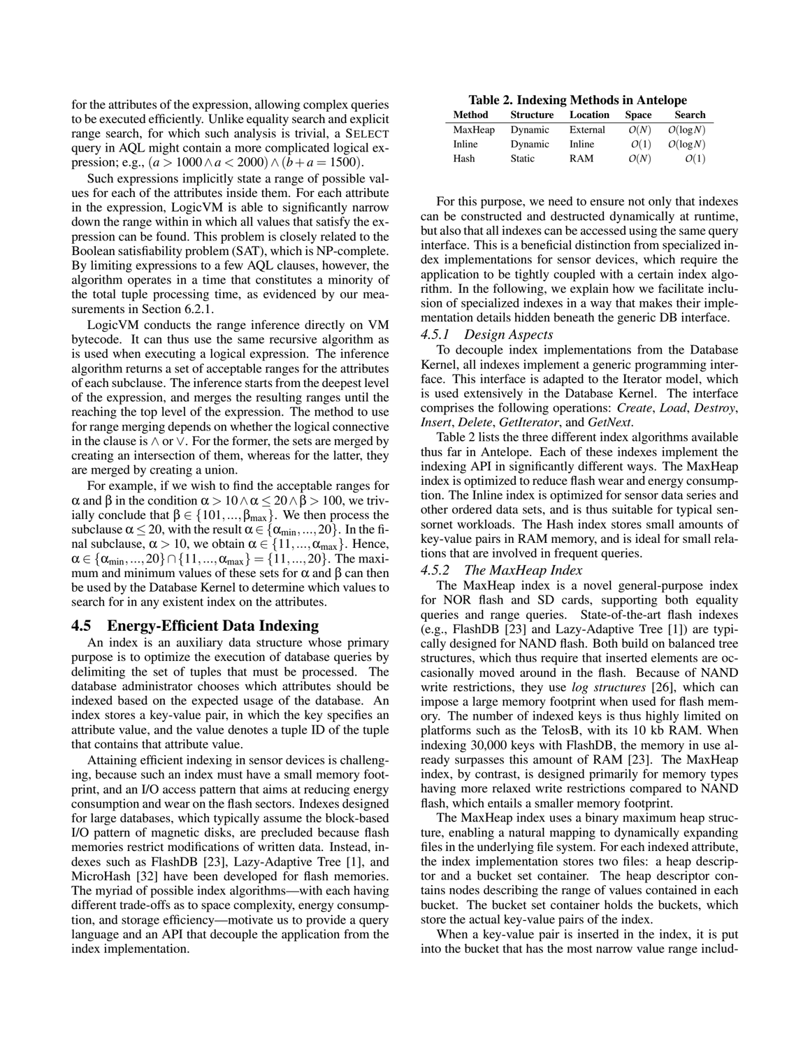for the attributes of the expression, allowing complex queries to be executed efficiently. Unlike equality search and explicit range search, for which such analysis is trivial, a SELECT query in AQL might contain a more complicated logical expression; e.g., $(a > 1000 \wedge a < 2000) \wedge (b + a = 1500)$.

Such expressions implicitly state a range of possible values for each of the attributes inside them. For each attribute in the expression, LogicVM is able to significantly narrow down the range within in which all values that satisfy the expression can be found. This problem is closely related to the Boolean satisfiability problem (SAT), which is NP-complete. By limiting expressions to a few AQL clauses, however, the algorithm operates in a time that constitutes a minority of the total tuple processing time, as evidenced by our measurements in Section 6.2.1.

LogicVM conducts the range inference directly on VM bytecode. It can thus use the same recursive algorithm as is used when executing a logical expression. The inference algorithm returns a set of acceptable ranges for the attributes of each subclause. The inference starts from the deepest level of the expression, and merges the resulting ranges until the reaching the top level of the expression. The method to use for range merging depends on whether the logical connective in the clause is $\wedge$ or $\vee$. For the former, the sets are merged by creating an intersection of them, whereas for the latter, they are merged by creating a union.

For example, if we wish to find the acceptable ranges for $\alpha$ and $\beta$ in the condition $\alpha > 10 \wedge \alpha \leq 20 \wedge \beta > 100$, we trivially conclude that $\beta \in \{101, ..., \beta_{max}\}$. We then process the subclause $\alpha \leq 20$, with the result $\alpha \in \{\alpha_{min}, ..., 20\}$. In the final subclause, $\alpha > 10$, we obtain $\alpha \in \{11, ..., \alpha_{max}\}$. Hence, $\alpha \in \{\alpha_{min}, ..., 20\} \cap \{11, ..., \alpha_{max}\} = \{11, ..., 20\}$. The maximum and minimum values of these sets for $\alpha$ and $\beta$ can then be used by the Database Kernel to determine which values to search for in any existent index on the attributes.

## 4.5 Energy-Efficient Data Indexing

An index is an auxiliary data structure whose primary purpose is to optimize the execution of database queries by delimiting the set of tuples that must be processed. The database administrator chooses which attributes should be indexed based on the expected usage of the database. An index stores a key-value pair, in which the key specifies an attribute value, and the value denotes a tuple ID of the tuple that contains that attribute value.

Attaining efficient indexing in sensor devices is challenging, because such an index must have a small memory footprint, and an I/O access pattern that aims at reducing energy consumption and wear on the flash sectors. Indexes designed for large databases, which typically assume the block-based I/O pattern of magnetic disks, are precluded because flash memories restrict modifications of written data. Instead, indexes such as FlashDB [23], Lazy-Adaptive Tree [1], and MicroHash [32] have been developed for flash memories. The myriad of possible index algorithms—with each having different trade-offs as to space complexity, energy consumption, and storage efficiency—motivate us to provide a query language and an API that decouple the application from the index implementation.

**Table 2. Indexing Methods in Antelope**

| Method | Structure | Location | Space | Search |
|---|---|---|---|---|
| MaxHeap | Dynamic | External | $O(N)$ | $O(\log N)$ |
| Inline | Dynamic | Inline | $O(1)$ | $O(\log N)$ |
| Hash | Static | RAM | $O(N)$ | $O(1)$ |

For this purpose, we need to ensure not only that indexes can be constructed and destructed dynamically at runtime, but also that all indexes can be accessed using the same query interface. This is a beneficial distinction from specialized index implementations for sensor devices, which require the application to be tightly coupled with a certain index algorithm. In the following, we explain how we facilitate inclusion of specialized indexes in a way that makes their implementation details hidden beneath the generic DB interface.

### 4.5.1 Design Aspects

To decouple index implementations from the Database Kernel, all indexes implement a generic programming interface. This interface is adapted to the Iterator model, which is used extensively in the Database Kernel. The interface comprises the following operations: *Create*, *Load*, *Destroy*, *Insert*, *Delete*, *GetIterator*, and *GetNext*.

Table 2 lists the three different index algorithms available thus far in Antelope. Each of these indexes implement the indexing API in significantly different ways. The MaxHeap index is optimized to reduce flash wear and energy consumption. The Inline index is optimized for sensor data series and other ordered data sets, and is thus suitable for typical sensornet workloads. The Hash index stores small amounts of key-value pairs in RAM memory, and is ideal for small relations that are involved in frequent queries.

### 4.5.2 The MaxHeap Index

The MaxHeap index is a novel general-purpose index for NOR flash and SD cards, supporting both equality queries and range queries. State-of-the-art flash indexes (e.g., FlashDB [23] and Lazy-Adaptive Tree [1]) are typically designed for NAND flash. Both build on balanced tree structures, which thus require that inserted elements are occasionally moved around in the flash. Because of NAND write restrictions, they use *log structures* [26], which can impose a large memory footprint when used for flash memory. The number of indexed keys is thus highly limited on platforms such as the TelosB, with its 10 kb RAM. When indexing 30,000 keys with FlashDB, the memory in use already surpasses this amount of RAM [23]. The MaxHeap index, by contrast, is designed primarily for memory types having more relaxed write restrictions compared to NAND flash, which entails a smaller memory footprint.

The MaxHeap index uses a binary maximum heap structure, enabling a natural mapping to dynamically expanding files in the underlying file system. For each indexed attribute, the index implementation stores two files: a heap descriptor and a bucket set container. The heap descriptor contains nodes describing the range of values contained in each bucket. The bucket set container holds the buckets, which store the actual key-value pairs of the index.

When a key-value pair is inserted in the index, it is put into the bucket that has the most narrow value range includ-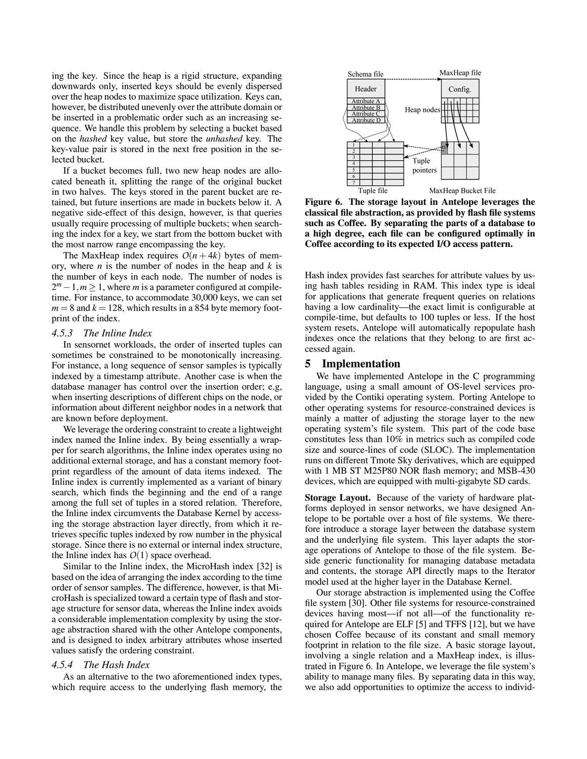ing the key. Since the heap is a rigid structure, expanding downwards only, inserted keys should be evenly dispersed over the heap nodes to maximize space utilization. Keys can, however, be distributed unevenly over the attribute domain or be inserted in a problematic order such as an increasing sequence. We handle this problem by selecting a bucket based on the *hashed* key value, but store the *unhashed* key. The key-value pair is stored in the next free position in the selected bucket.

If a bucket becomes full, two new heap nodes are allocated beneath it, splitting the range of the original bucket in two halves. The keys stored in the parent bucket are retained, but future insertions are made in buckets below it. A negative side-effect of this design, however, is that queries usually require processing of multiple buckets; when searching the index for a key, we start from the bottom bucket with the most narrow range encompassing the key.

The MaxHeap index requires $O(n+4k)$ bytes of memory, where $n$ is the number of nodes in the heap and $k$ is the number of keys in each node. The number of nodes is $2^m - 1, m \geq 1$, where $m$ is a parameter configured at compile-time. For instance, to accommodate 30,000 keys, we can set $m = 8$ and $k = 128$, which results in a 854 byte memory footprint of the index.

#### 4.5.3 The Inline Index

In sensornet workloads, the order of inserted tuples can sometimes be constrained to be monotonically increasing. For instance, a long sequence of sensor samples is typically indexed by a timestamp attribute. Another case is when the database manager has control over the insertion order; e.g, when inserting descriptions of different chips on the node, or information about different neighbor nodes in a network that are known before deployment.

We leverage the ordering constraint to create a lightweight index named the Inline index. By being essentially a wrapper for search algorithms, the Inline index operates using no additional external storage, and has a constant memory footprint regardless of the amount of data items indexed. The Inline index is currently implemented as a variant of binary search, which finds the beginning and the end of a range among the full set of tuples in a stored relation. Therefore, the Inline index circumvents the Database Kernel by accessing the storage abstraction layer directly, from which it retrieves specific tuples indexed by row number in the physical storage. Since there is no external or internal index structure, the Inline index has $O(1)$ space overhead.

Similar to the Inline index, the MicroHash index [32] is based on the idea of arranging the index according to the time order of sensor samples. The difference, however, is that MicroHash is specialized toward a certain type of flash and storage structure for sensor data, whereas the Inline index avoids a considerable implementation complexity by using the storage abstraction shared with the other Antelope components, and is designed to index arbitrary attributes whose inserted values satisfy the ordering constraint.

#### 4.5.4 The Hash Index

As an alternative to the two aforementioned index types, which require access to the underlying flash memory, the Hash index provides fast searches for attribute values by using hash tables residing in RAM. This index type is ideal for applications that generate frequent queries on relations having a low cardinality—the exact limit is configurable at compile-time, but defaults to 100 tuples or less. If the host system resets, Antelope will automatically repopulate hash indexes once the relations that they belong to are first accessed again.

**Figure 6. The storage layout in Antelope leverages the classical file abstraction, as provided by flash file systems such as Coffee. By separating the parts of a database to a high degree, each file can be configured optimally in Coffee according to its expected I/O access pattern.**

## 5 Implementation

We have implemented Antelope in the C programming language, using a small amount of OS-level services provided by the Contiki operating system. Porting Antelope to other operating systems for resource-constrained devices is mainly a matter of adjusting the storage layer to the new operating system's file system. This part of the code base constitutes less than 10% in metrics such as compiled code size and source-lines of code (SLOC). The implementation runs on different Tmote Sky derivatives, which are equipped with 1 MB ST M25P80 NOR flash memory; and MSB-430 devices, which are equipped with multi-gigabyte SD cards.

**Storage Layout.** Because of the variety of hardware platforms deployed in sensor networks, we have designed Antelope to be portable over a host of file systems. We therefore introduce a storage layer between the database system and the underlying file system. This layer adapts the storage operations of Antelope to those of the file system. Beside generic functionality for managing database metadata and contents, the storage API directly maps to the Iterator model used at the higher layer in the Database Kernel.

Our storage abstraction is implemented using the Coffee file system [30]. Other file systems for resource-constrained devices having most—if not all—of the functionality required for Antelope are ELF [5] and TFFS [12], but we have chosen Coffee because of its constant and small memory footprint in relation to the file size. A basic storage layout, involving a single relation and a MaxHeap index, is illustrated in Figure 6. In Antelope, we leverage the file system's ability to manage many files. By separating data in this way, we also add opportunities to optimize the access to individ-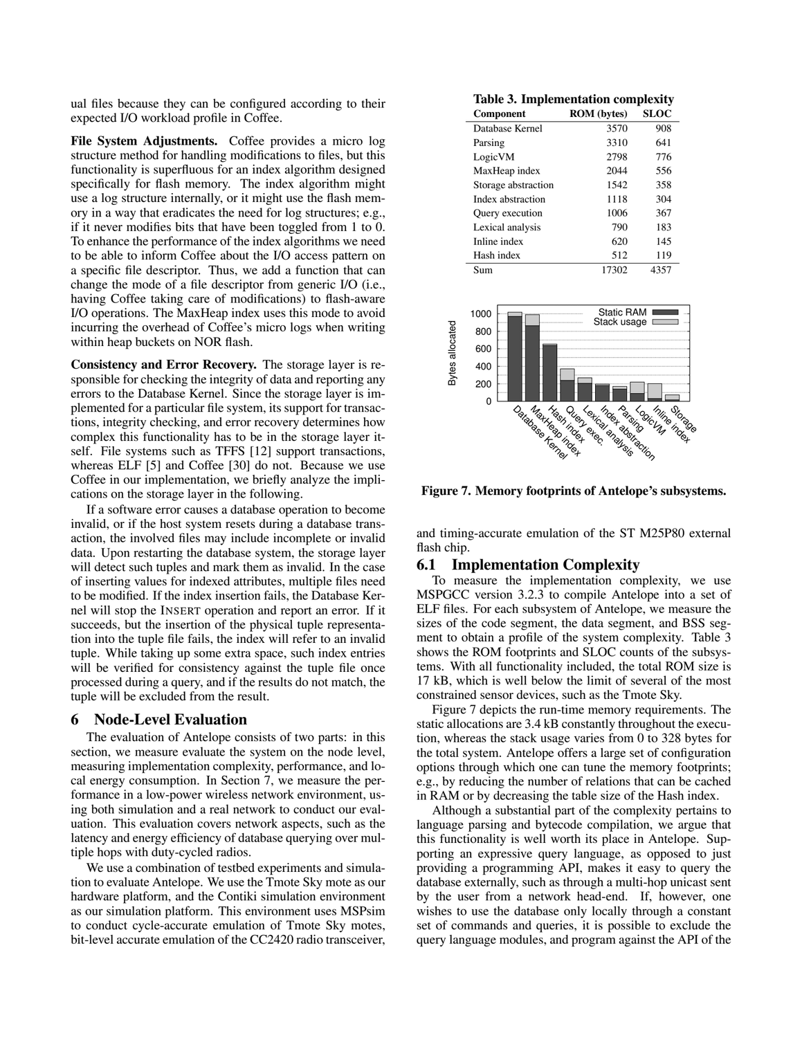ual files because they can be configured according to their expected I/O workload profile in Coffee.

**File System Adjustments.** Coffee provides a micro log structure method for handling modifications to files, but this functionality is superfluous for an index algorithm designed specifically for flash memory. The index algorithm might use a log structure internally, or it might use the flash memory in a way that eradicates the need for log structures; e.g., if it never modifies bits that have been toggled from 1 to 0. To enhance the performance of the index algorithms we need to be able to inform Coffee about the I/O access pattern on a specific file descriptor. Thus, we add a function that can change the mode of a file descriptor from generic I/O (i.e., having Coffee taking care of modifications) to flash-aware I/O operations. The MaxHeap index uses this mode to avoid incurring the overhead of Coffee's micro logs when writing within heap buckets on NOR flash.

**Consistency and Error Recovery.** The storage layer is responsible for checking the integrity of data and reporting any errors to the Database Kernel. Since the storage layer is implemented for a particular file system, its support for transactions, integrity checking, and error recovery determines how complex this functionality has to be in the storage layer itself. File systems such as TFFS [12] support transactions, whereas ELF [5] and Coffee [30] do not. Because we use Coffee in our implementation, we briefly analyze the implications on the storage layer in the following.

If a software error causes a database operation to become invalid, or if the host system resets during a database transaction, the involved files may include incomplete or invalid data. Upon restarting the database system, the storage layer will detect such tuples and mark them as invalid. In the case of inserting values for indexed attributes, multiple files need to be modified. If the index insertion fails, the Database Kernel will stop the INSERT operation and report an error. If it succeeds, but the insertion of the physical tuple representation into the tuple file fails, the index will refer to an invalid tuple. While taking up some extra space, such index entries will be verified for consistency against the tuple file once processed during a query, and if the results do not match, the tuple will be excluded from the result.

## 6 Node-Level Evaluation

The evaluation of Antelope consists of two parts: in this section, we measure evaluate the system on the node level, measuring implementation complexity, performance, and local energy consumption. In Section 7, we measure the performance in a low-power wireless network environment, using both simulation and a real network to conduct our evaluation. This evaluation covers network aspects, such as the latency and energy efficiency of database querying over multiple hops with duty-cycled radios.

We use a combination of testbed experiments and simulation to evaluate Antelope. We use the Tmote Sky mote as our hardware platform, and the Contiki simulation environment as our simulation platform. This environment uses MSPsim to conduct cycle-accurate emulation of Tmote Sky motes, bit-level accurate emulation of the CC2420 radio transceiver, and timing-accurate emulation of the ST M25P80 external flash chip.

**Table 3. Implementation complexity**

| Component | ROM (bytes) | SLOC |
|---|---|---|
| Database Kernel | 3570 | 908 |
| Parsing | 3310 | 641 |
| LogicVM | 2798 | 776 |
| MaxHeap index | 2044 | 556 |
| Storage abstraction | 1542 | 358 |
| Index abstraction | 1118 | 304 |
| Query execution | 1006 | 367 |
| Lexical analysis | 790 | 183 |
| Inline index | 620 | 145 |
| Hash index | 512 | 119 |
| Sum | 17302 | 4357 |

**Figure 7. Memory footprints of Antelope's subsystems.**

### 6.1 Implementation Complexity

To measure the implementation complexity, we use MSPGCC version 3.2.3 to compile Antelope into a set of ELF files. For each subsystem of Antelope, we measure the sizes of the code segment, the data segment, and BSS segment to obtain a profile of the system complexity. Table 3 shows the ROM footprints and SLOC counts of the subsystems. With all functionality included, the total ROM size is 17 kB, which is well below the limit of several of the most constrained sensor devices, such as the Tmote Sky.

Figure 7 depicts the run-time memory requirements. The static allocations are 3.4 kB constantly throughout the execution, whereas the stack usage varies from 0 to 328 bytes for the total system. Antelope offers a large set of configuration options through which one can tune the memory footprints; e.g., by reducing the number of relations that can be cached in RAM or by decreasing the table size of the Hash index.

Although a substantial part of the complexity pertains to language parsing and bytecode compilation, we argue that this functionality is well worth its place in Antelope. Supporting an expressive query language, as opposed to just providing a programming API, makes it easy to query the database externally, such as through a multi-hop unicast sent by the user from a network head-end. If, however, one wishes to use the database only locally through a constant set of commands and queries, it is possible to exclude the query language modules, and program against the API of the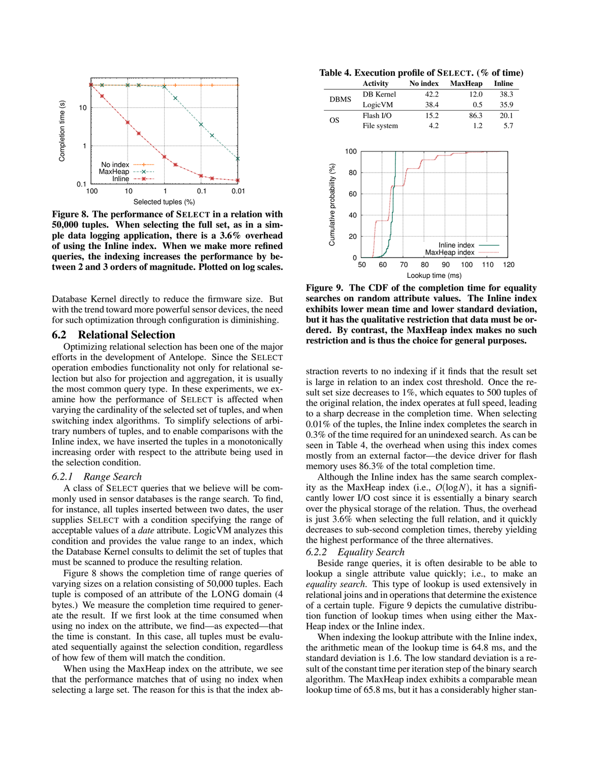Figure 8. The performance of SELECT in a relation with 50,000 tuples. When selecting the full set, as in a simple data logging application, there is a 3.6% overhead of using the Inline index. When we make more refined queries, the indexing increases the performance by between 2 and 3 orders of magnitude. Plotted on log scales.

Database Kernel directly to reduce the firmware size. But with the trend toward more powerful sensor devices, the need for such optimization through configuration is diminishing.

## 6.2 Relational Selection

Optimizing relational selection has been one of the major efforts in the development of Antelope. Since the SELECT operation embodies functionality not only for relational selection but also for projection and aggregation, it is usually the most common query type. In these experiments, we examine how the performance of SELECT is affected when varying the cardinality of the selected set of tuples, and when switching index algorithms. To simplify selections of arbitrary numbers of tuples, and to enable comparisons with the Inline index, we have inserted the tuples in a monotonically increasing order with respect to the attribute being used in the selection condition.

### 6.2.1 *Range Search*

A class of SELECT queries that we believe will be commonly used in sensor databases is the range search. To find, for instance, all tuples inserted between two dates, the user supplies SELECT with a condition specifying the range of acceptable values of a *date* attribute. LogicVM analyzes this condition and provides the value range to an index, which the Database Kernel consults to delimit the set of tuples that must be scanned to produce the resulting relation.

Figure 8 shows the completion time of range queries of varying sizes on a relation consisting of 50,000 tuples. Each tuple is composed of an attribute of the LONG domain (4 bytes.) We measure the completion time required to generate the result. If we first look at the time consumed when using no index on the attribute, we find—as expected—that the time is constant. In this case, all tuples must be evaluated sequentially against the selection condition, regardless of how few of them will match the condition.

When using the MaxHeap index on the attribute, we see that the performance matches that of using no index when selecting a large set. The reason for this is that the index abstraction reverts to no indexing if it finds that the result set is large in relation to an index cost threshold. Once the result set size decreases to 1%, which equates to 500 tuples of the original relation, the index operates at full speed, leading to a sharp decrease in the completion time. When selecting 0.01% of the tuples, the Inline index completes the search in 0.3% of the time required for an unindexed search. As can be seen in Table 4, the overhead when using this index comes mostly from an external factor—the device driver for flash memory uses 86.3% of the total completion time.

Although the Inline index has the same search complexity as the MaxHeap index (i.e., $O(\log N)$), it has a significantly lower I/O cost since it is essentially a binary search over the physical storage of the relation. Thus, the overhead is just 3.6% when selecting the full relation, and it quickly decreases to sub-second completion times, thereby yielding the highest performance of the three alternatives.

**Table 4. Execution profile of SELECT. (% of time)**

| | Activity | No index | MaxHeap | Inline |
|---|---|---|---|---|
| DBMS | DB Kernel | 42.2 | 12.0 | 38.3 |
| | LogicVM | 38.4 | 0.5 | 35.9 |
| OS | Flash I/O | 15.2 | 86.3 | 20.1 |
| | File system | 4.2 | 1.2 | 5.7 |

Figure 9. The CDF of the completion time for equality searches on random attribute values. The Inline index exhibits lower mean time and lower standard deviation, but it has the qualitative restriction that data must be ordered. By contrast, the MaxHeap index makes no such restriction and is thus the choice for general purposes.

### 6.2.2 *Equality Search*

Beside range queries, it is often desirable to be able to lookup a single attribute value quickly; i.e., to make an *equality search*. This type of lookup is used extensively in relational joins and in operations that determine the existence of a certain tuple. Figure 9 depicts the cumulative distribution function of lookup times when using either the MaxHeap index or the Inline index.

When indexing the lookup attribute with the Inline index, the arithmetic mean of the lookup time is 64.8 ms, and the standard deviation is 1.6. The low standard deviation is a result of the constant time per iteration step of the binary search algorithm. The MaxHeap index exhibits a comparable mean lookup time of 65.8 ms, but it has a considerably higher stan-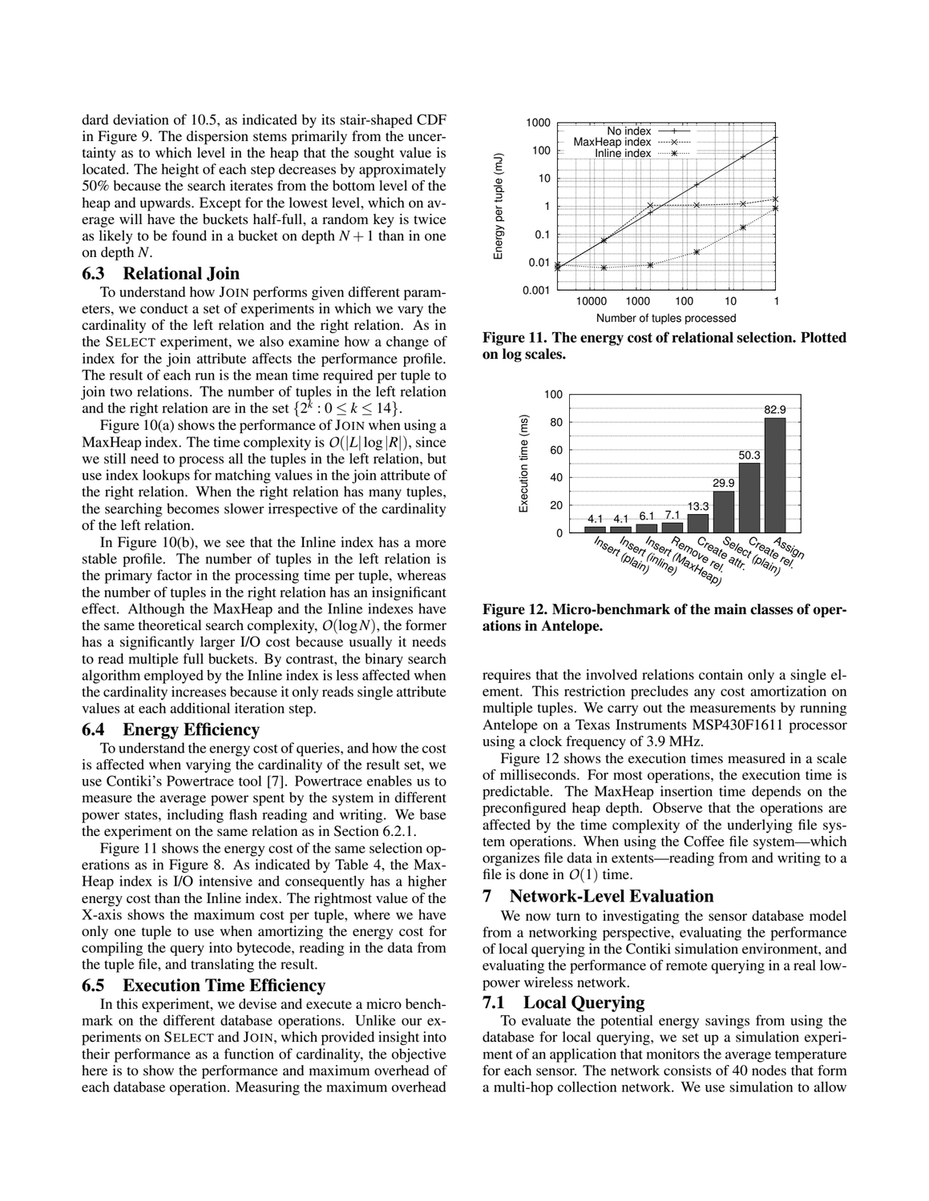dard deviation of 10.5, as indicated by its stair-shaped CDF in Figure 9. The dispersion stems primarily from the uncertainty as to which level in the heap that the sought value is located. The height of each step decreases by approximately 50% because the search iterates from the bottom level of the heap and upwards. Except for the lowest level, which on average will have the buckets half-full, a random key is twice as likely to be found in a bucket on depth $N+1$ than in one on depth $N$.

## 6.3 Relational Join

To understand how JOIN performs given different parameters, we conduct a set of experiments in which we vary the cardinality of the left relation and the right relation. As in the SELECT experiment, we also examine how a change of index for the join attribute affects the performance profile. The result of each run is the mean time required per tuple to join two relations. The number of tuples in the left relation and the right relation are in the set $\{2^k : 0 \leq k \leq 14\}$.

Figure 10(a) shows the performance of JOIN when using a MaxHeap index. The time complexity is $O(|L| \log |R|)$, since we still need to process all the tuples in the left relation, but use index lookups for matching values in the join attribute of the right relation. When the right relation has many tuples, the searching becomes slower irrespective of the cardinality of the left relation.

In Figure 10(b), we see that the Inline index has a more stable profile. The number of tuples in the left relation is the primary factor in the processing time per tuple, whereas the number of tuples in the right relation has an insignificant effect. Although the MaxHeap and the Inline indexes have the same theoretical search complexity, $O(\log N)$, the former has a significantly larger I/O cost because usually it needs to read multiple full buckets. By contrast, the binary search algorithm employed by the Inline index is less affected when the cardinality increases because it only reads single attribute values at each additional iteration step.

## 6.4 Energy Efficiency

To understand the energy cost of queries, and how the cost is affected when varying the cardinality of the result set, we use Contiki's Powertrace tool [7]. Powertrace enables us to measure the average power spent by the system in different power states, including flash reading and writing. We base the experiment on the same relation as in Section 6.2.1.

Figure 11 shows the energy cost of the same selection operations as in Figure 8. As indicated by Table 4, the MaxHeap index is I/O intensive and consequently has a higher energy cost than the Inline index. The rightmost value of the X-axis shows the maximum cost per tuple, where we have only one tuple to use when amortizing the energy cost for compiling the query into bytecode, reading in the data from the tuple file, and translating the result.

## 6.5 Execution Time Efficiency

In this experiment, we devise and execute a micro benchmark on the different database operations. Unlike our experiments on SELECT and JOIN, which provided insight into their performance as a function of cardinality, the objective here is to show the performance and maximum overhead of each database operation. Measuring the maximum overhead requires that the involved relations contain only a single element. This restriction precludes any cost amortization on multiple tuples. We carry out the measurements by running Antelope on a Texas Instruments MSP430F1611 processor using a clock frequency of 3.9 MHz.

**Figure 11. The energy cost of relational selection. Plotted on log scales.**

**Figure 12. Micro-benchmark of the main classes of operations in Antelope.**

Figure 12 shows the execution times measured in a scale of milliseconds. For most operations, the execution time is predictable. The MaxHeap insertion time depends on the preconfigured heap depth. Observe that the operations are affected by the time complexity of the underlying file system operations. When using the Coffee file system—which organizes file data in extents—reading from and writing to a file is done in $O(1)$ time.

# 7 Network-Level Evaluation

We now turn to investigating the sensor database model from a networking perspective, evaluating the performance of local querying in the Contiki simulation environment, and evaluating the performance of remote querying in a real low-power wireless network.

## 7.1 Local Querying

To evaluate the potential energy savings from using the database for local querying, we set up a simulation experiment of an application that monitors the average temperature for each sensor. The network consists of 40 nodes that form a multi-hop collection network. We use simulation to allow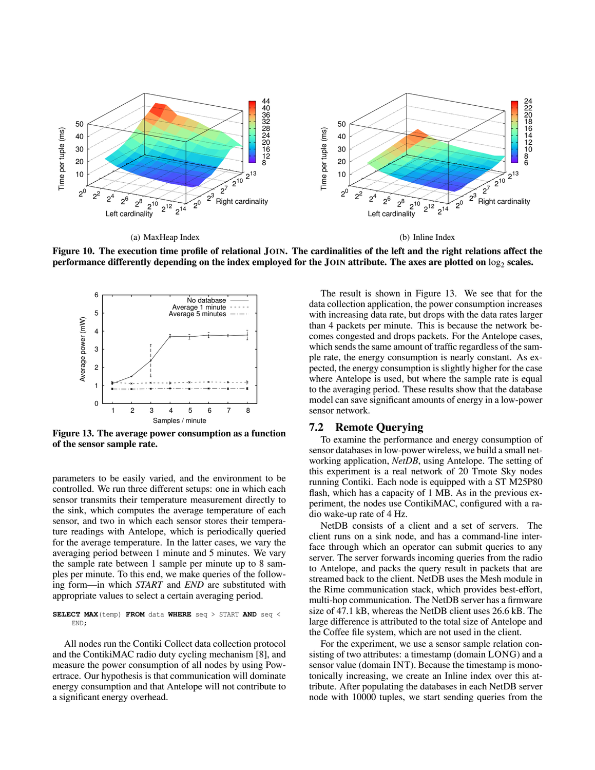(a) MaxHeap Index

(b) Inline Index

**Figure 10. The execution time profile of relational JOIN. The cardinalities of the left and the right relations affect the performance differently depending on the index employed for the JOIN attribute. The axes are plotted on $\log_2$ scales.**

**Figure 13. The average power consumption as a function of the sensor sample rate.**

parameters to be easily varied, and the environment to be controlled. We run three different setups: one in which each sensor transmits their temperature measurement directly to the sink, which computes the average temperature of each sensor, and two in which each sensor stores their temperature readings with Antelope, which is periodically queried for the average temperature. In the latter cases, we vary the averaging period between 1 minute and 5 minutes. We vary the sample rate between 1 sample per minute up to 8 samples per minute. To this end, we make queries of the following form—in which *START* and *END* are substituted with appropriate values to select a certain averaging period.

```
SELECT MAX(temp) FROM data WHERE seq > START AND seq <
    END;
```

All nodes run the Contiki Collect data collection protocol and the ContikiMAC radio duty cycling mechanism [8], and measure the power consumption of all nodes by using Powertrace. Our hypothesis is that communication will dominate energy consumption and that Antelope will not contribute to a significant energy overhead.

The result is shown in Figure 13. We see that for the data collection application, the power consumption increases with increasing data rate, but drops with the data rates larger than 4 packets per minute. This is because the network becomes congested and drops packets. For the Antelope cases, which sends the same amount of traffic regardless of the sample rate, the energy consumption is nearly constant. As expected, the energy consumption is slightly higher for the case where Antelope is used, but where the sample rate is equal to the averaging period. These results show that the database model can save significant amounts of energy in a low-power sensor network.

## 7.2 Remote Querying

To examine the performance and energy consumption of sensor databases in low-power wireless, we build a small networking application, *NetDB*, using Antelope. The setting of this experiment is a real network of 20 Tmote Sky nodes running Contiki. Each node is equipped with a ST M25P80 flash, which has a capacity of 1 MB. As in the previous experiment, the nodes use ContikiMAC, configured with a radio wake-up rate of 4 Hz.

NetDB consists of a client and a set of servers. The client runs on a sink node, and has a command-line interface through which an operator can submit queries to any server. The server forwards incoming queries from the radio to Antelope, and packs the query result in packets that are streamed back to the client. NetDB uses the Mesh module in the Rime communication stack, which provides best-effort, multi-hop communication. The NetDB server has a firmware size of 47.1 kB, whereas the NetDB client uses 26.6 kB. The large difference is attributed to the total size of Antelope and the Coffee file system, which are not used in the client.

For the experiment, we use a sensor sample relation consisting of two attributes: a timestamp (domain LONG) and a sensor value (domain INT). Because the timestamp is monotonically increasing, we create an Inline index over this attribute. After populating the databases in each NetDB server node with 10000 tuples, we start sending queries from the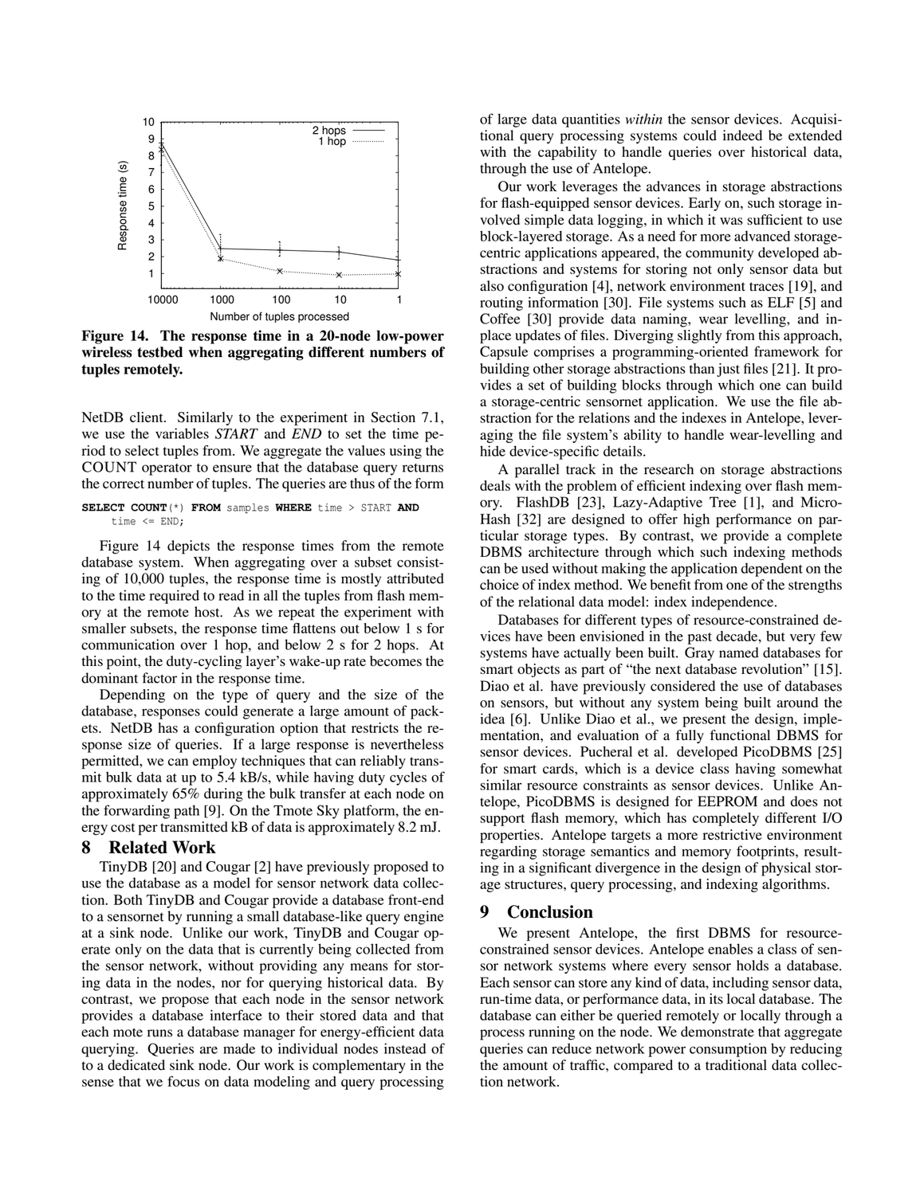**Figure 14. The response time in a 20-node low-power wireless testbed when aggregating different numbers of tuples remotely.**

NetDB client. Similarly to the experiment in Section 7.1, we use the variables *START* and *END* to set the time period to select tuples from. We aggregate the values using the COUNT operator to ensure that the database query returns the correct number of tuples. The queries are thus of the form

```
SELECT COUNT(*) FROM samples WHERE time > START AND
    time <= END;
```

Figure 14 depicts the response times from the remote database system. When aggregating over a subset consisting of 10,000 tuples, the response time is mostly attributed to the time required to read in all the tuples from flash memory at the remote host. As we repeat the experiment with smaller subsets, the response time flattens out below 1 s for communication over 1 hop, and below 2 s for 2 hops. At this point, the duty-cycling layer's wake-up rate becomes the dominant factor in the response time.

Depending on the type of query and the size of the database, responses could generate a large amount of packets. NetDB has a configuration option that restricts the response size of queries. If a large response is nevertheless permitted, we can employ techniques that can reliably transmit bulk data at up to 5.4 kB/s, while having duty cycles of approximately 65% during the bulk transfer at each node on the forwarding path [9]. On the Tmote Sky platform, the energy cost per transmitted kB of data is approximately 8.2 mJ.

# 8 Related Work

TinyDB [20] and Cougar [2] have previously proposed to use the database as a model for sensor network data collection. Both TinyDB and Cougar provide a database front-end to a sensornet by running a small database-like query engine at a sink node. Unlike our work, TinyDB and Cougar operate only on the data that is currently being collected from the sensor network, without providing any means for storing data in the nodes, nor for querying historical data. By contrast, we propose that each node in the sensor network provides a database interface to their stored data and that each mote runs a database manager for energy-efficient data querying. Queries are made to individual nodes instead of to a dedicated sink node. Our work is complementary in the sense that we focus on data modeling and query processing of large data quantities *within* the sensor devices. Acquisitional query processing systems could indeed be extended with the capability to handle queries over historical data, through the use of Antelope.

Our work leverages the advances in storage abstractions for flash-equipped sensor devices. Early on, such storage involved simple data logging, in which it was sufficient to use block-layered storage. As a need for more advanced storage-centric applications appeared, the community developed abstractions and systems for storing not only sensor data but also configuration [4], network environment traces [19], and routing information [30]. File systems such as ELF [5] and Coffee [30] provide data naming, wear levelling, and in-place updates of files. Diverging slightly from this approach, Capsule comprises a programming-oriented framework for building other storage abstractions than just files [21]. It provides a set of building blocks through which one can build a storage-centric sensornet application. We use the file abstraction for the relations and the indexes in Antelope, leveraging the file system's ability to handle wear-levelling and hide device-specific details.

A parallel track in the research on storage abstractions deals with the problem of efficient indexing over flash memory. FlashDB [23], Lazy-Adaptive Tree [1], and MicroHash [32] are designed to offer high performance on particular storage types. By contrast, we provide a complete DBMS architecture through which such indexing methods can be used without making the application dependent on the choice of index method. We benefit from one of the strengths of the relational data model: index independence.

Databases for different types of resource-constrained devices have been envisioned in the past decade, but very few systems have actually been built. Gray named databases for smart objects as part of "the next database revolution" [15]. Diao et al. have previously considered the use of databases on sensors, but without any system being built around the idea [6]. Unlike Diao et al., we present the design, implementation, and evaluation of a fully functional DBMS for sensor devices. Pucheral et al. developed PicoDBMS [25] for smart cards, which is a device class having somewhat similar resource constraints as sensor devices. Unlike Antelope, PicoDBMS is designed for EEPROM and does not support flash memory, which has completely different I/O properties. Antelope targets a more restrictive environment regarding storage semantics and memory footprints, resulting in a significant divergence in the design of physical storage structures, query processing, and indexing algorithms.

# 9 Conclusion

We present Antelope, the first DBMS for resource-constrained sensor devices. Antelope enables a class of sensor network systems where every sensor holds a database. Each sensor can store any kind of data, including sensor data, run-time data, or performance data, in its local database. The database can either be queried remotely or locally through a process running on the node. We demonstrate that aggregate queries can reduce network power consumption by reducing the amount of traffic, compared to a traditional data collection network.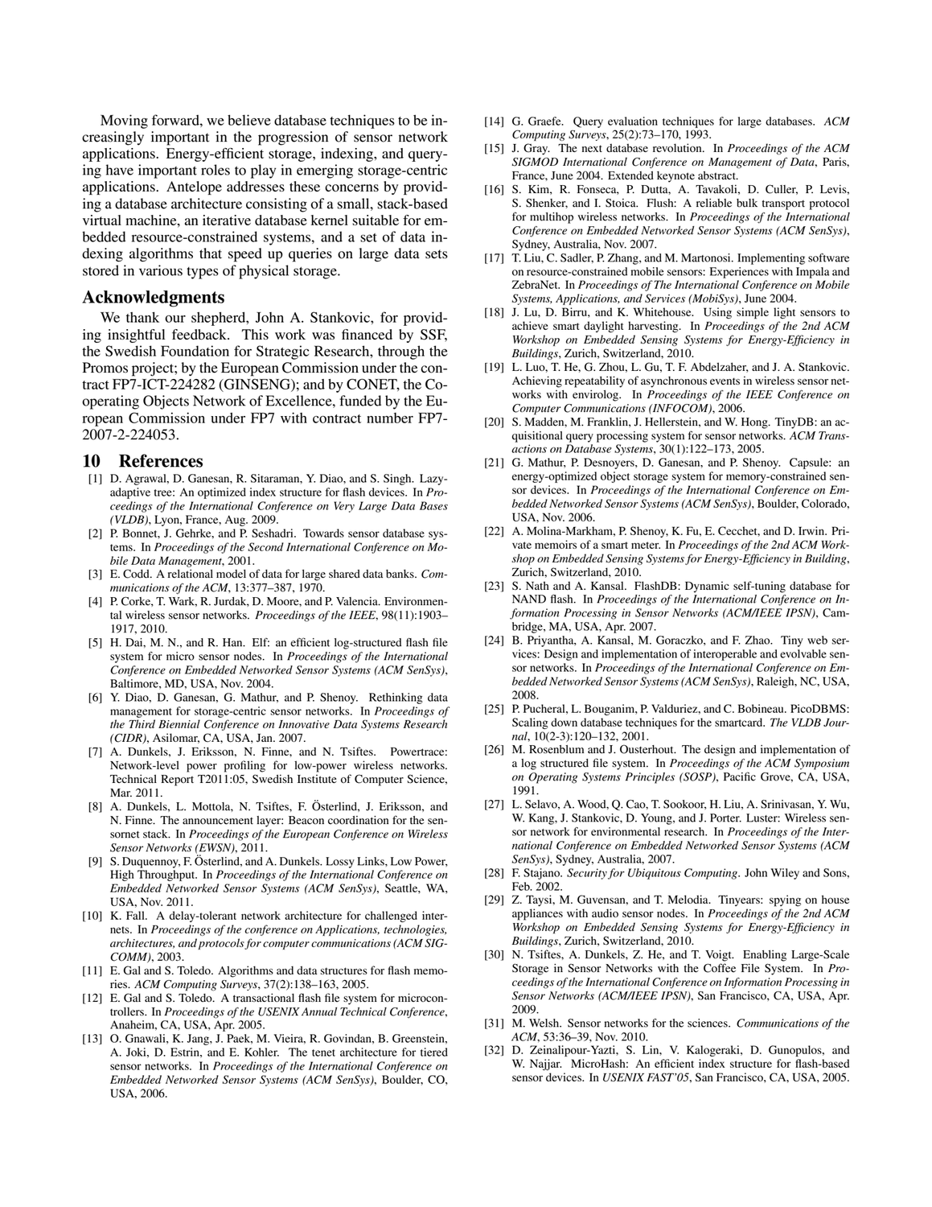Moving forward, we believe database techniques to be increasingly important in the progression of sensor network applications. Energy-efficient storage, indexing, and querying have important roles to play in emerging storage-centric applications. Antelope addresses these concerns by providing a database architecture consisting of a small, stack-based virtual machine, an iterative database kernel suitable for embedded resource-constrained systems, and a set of data indexing algorithms that speed up queries on large data sets stored in various types of physical storage.

## Acknowledgments

We thank our shepherd, John A. Stankovic, for providing insightful feedback. This work was financed by SSF, the Swedish Foundation for Strategic Research, through the Promos project; by the European Commission under the contract FP7-ICT-224282 (GINSENG); and by CONET, the Cooperating Objects Network of Excellence, funded by the European Commission under FP7 with contract number FP7-2007-2-224053.

# 10 References

[1] D. Agrawal, D. Ganesan, R. Sitaraman, Y. Diao, and S. Singh. Lazy-adaptive tree: An optimized index structure for flash devices. In *Proceedings of the International Conference on Very Large Data Bases (VLDB)*, Lyon, France, Aug. 2009.

[2] P. Bonnet, J. Gehrke, and P. Seshadri. Towards sensor database systems. In *Proceedings of the Second International Conference on Mobile Data Management*, 2001.

[3] E. Codd. A relational model of data for large shared data banks. *Communications of the ACM*, 13:377–387, 1970.

[4] P. Corke, T. Wark, R. Jurdak, D. Moore, and P. Valencia. Environmental wireless sensor networks. *Proceedings of the IEEE*, 98(11):1903–1917, 2010.

[5] H. Dai, M. N., and R. Han. Elf: an efficient log-structured flash file system for micro sensor nodes. In *Proceedings of the International Conference on Embedded Networked Sensor Systems (ACM SenSys)*, Baltimore, MD, USA, Nov. 2004.

[6] Y. Diao, D. Ganesan, G. Mathur, and P. Shenoy. Rethinking data management for storage-centric sensor networks. In *Proceedings of the Third Biennial Conference on Innovative Data Systems Research (CIDR)*, Asilomar, CA, USA, Jan. 2007.

[7] A. Dunkels, J. Eriksson, N. Finne, and N. Tsiftes. Powertrace: Network-level power profiling for low-power wireless networks. Technical Report T2011:05, Swedish Institute of Computer Science, Mar. 2011.

[8] A. Dunkels, L. Mottola, N. Tsiftes, F. Österlind, J. Eriksson, and N. Finne. The announcement layer: Beacon coordination for the sensornet stack. In *Proceedings of the European Conference on Wireless Sensor Networks (EWSN)*, 2011.

[9] S. Duquennoy, F. Österlind, and A. Dunkels. Lossy Links, Low Power, High Throughput. In *Proceedings of the International Conference on Embedded Networked Sensor Systems (ACM SenSys)*, Seattle, WA, USA, Nov. 2011.

[10] K. Fall. A delay-tolerant network architecture for challenged internets. In *Proceedings of the conference on Applications, technologies, architectures, and protocols for computer communications (ACM SIGCOMM)*, 2003.

[11] E. Gal and S. Toledo. Algorithms and data structures for flash memories. *ACM Computing Surveys*, 37(2):138–163, 2005.

[12] E. Gal and S. Toledo. A transactional flash file system for microcontrollers. In *Proceedings of the USENIX Annual Technical Conference*, Anaheim, CA, USA, Apr. 2005.

[13] O. Gnawali, K. Jang, J. Paek, M. Vieira, R. Govindan, B. Greenstein, A. Joki, D. Estrin, and E. Kohler. The tenet architecture for tiered sensor networks. In *Proceedings of the International Conference on Embedded Networked Sensor Systems (ACM SenSys)*, Boulder, CO, USA, 2006.

[14] G. Graefe. Query evaluation techniques for large databases. *ACM Computing Surveys*, 25(2):73–170, 1993.

[15] J. Gray. The next database revolution. In *Proceedings of the ACM SIGMOD International Conference on Management of Data*, Paris, France, June 2004. Extended keynote abstract.

[16] S. Kim, R. Fonseca, P. Dutta, A. Tavakoli, D. Culler, P. Levis, S. Shenker, and I. Stoica. Flush: A reliable bulk transport protocol for multihop wireless networks. In *Proceedings of the International Conference on Embedded Networked Sensor Systems (ACM SenSys)*, Sydney, Australia, Nov. 2007.

[17] T. Liu, C. Sadler, P. Zhang, and M. Martonosi. Implementing software on resource-constrained mobile sensors: Experiences with Impala and ZebraNet. In *Proceedings of The International Conference on Mobile Systems, Applications, and Services (MobiSys)*, June 2004.

[18] J. Lu, D. Birru, and K. Whitehouse. Using simple light sensors to achieve smart daylight harvesting. In *Proceedings of the 2nd ACM Workshop on Embedded Sensing Systems for Energy-Efficiency in Buildings*, Zurich, Switzerland, 2010.

[19] L. Luo, T. He, G. Zhou, L. Gu, T. F. Abdelzaher, and J. A. Stankovic. Achieving repeatability of asynchronous events in wireless sensor networks with envirolog. In *Proceedings of the IEEE Conference on Computer Communications (INFOCOM)*, 2006.

[20] S. Madden, M. Franklin, J. Hellerstein, and W. Hong. TinyDB: an acquisitional query processing system for sensor networks. *ACM Transactions on Database Systems*, 30(1):122–173, 2005.

[21] G. Mathur, P. Desnoyers, D. Ganesan, and P. Shenoy. Capsule: an energy-optimized object storage system for memory-constrained sensor devices. In *Proceedings of the International Conference on Embedded Networked Sensor Systems (ACM SenSys)*, Boulder, Colorado, USA, Nov. 2006.

[22] A. Molina-Markham, P. Shenoy, K. Fu, E. Cecchet, and D. Irwin. Private memoirs of a smart meter. In *Proceedings of the 2nd ACM Workshop on Embedded Sensing Systems for Energy-Efficiency in Building*, Zurich, Switzerland, 2010.

[23] S. Nath and A. Kansal. FlashDB: Dynamic self-tuning database for NAND flash. In *Proceedings of the International Conference on Information Processing in Sensor Networks (ACM/IEEE IPSN)*, Cambridge, MA, USA, Apr. 2007.

[24] B. Priyantha, A. Kansal, M. Goraczko, and F. Zhao. Tiny web services: Design and implementation of interoperable and evolvable sensor networks. In *Proceedings of the International Conference on Embedded Networked Sensor Systems (ACM SenSys)*, Raleigh, NC, USA, 2008.

[25] P. Pucheral, L. Bouganim, P. Valduriez, and C. Bobineau. PicoDBMS: Scaling down database techniques for the smartcard. *The VLDB Journal*, 10(2-3):120–132, 2001.

[26] M. Rosenblum and J. Ousterhout. The design and implementation of a log structured file system. In *Proceedings of the ACM Symposium on Operating Systems Principles (SOSP)*, Pacific Grove, CA, USA, 1991.

[27] L. Selavo, A. Wood, Q. Cao, T. Sookoor, H. Liu, A. Srinivasan, Y. Wu, W. Kang, J. Stankovic, D. Young, and J. Porter. Luster: Wireless sensor network for environmental research. In *Proceedings of the International Conference on Embedded Networked Sensor Systems (ACM SenSys)*, Sydney, Australia, 2007.

[28] F. Stajano. *Security for Ubiquitous Computing*. John Wiley and Sons, Feb. 2002.

[29] Z. Taysi, M. Guvensan, and T. Melodia. Tinyears: spying on house appliances with audio sensor nodes. In *Proceedings of the 2nd ACM Workshop on Embedded Sensing Systems for Energy-Efficiency in Buildings*, Zurich, Switzerland, 2010.

[30] N. Tsiftes, A. Dunkels, Z. He, and T. Voigt. Enabling Large-Scale Storage in Sensor Networks with the Coffee File System. In *Proceedings of the International Conference on Information Processing in Sensor Networks (ACM/IEEE IPSN)*, San Francisco, CA, USA, Apr. 2009.

[31] M. Welsh. Sensor networks for the sciences. *Communications of the ACM*, 53:36–39, Nov. 2010.

[32] D. Zeinalipour-Yazti, S. Lin, V. Kalogeraki, D. Gunopulos, and W. Najjar. MicroHash: An efficient index structure for flash-based sensor devices. In *USENIX FAST'05*, San Francisco, CA, USA, 2005.